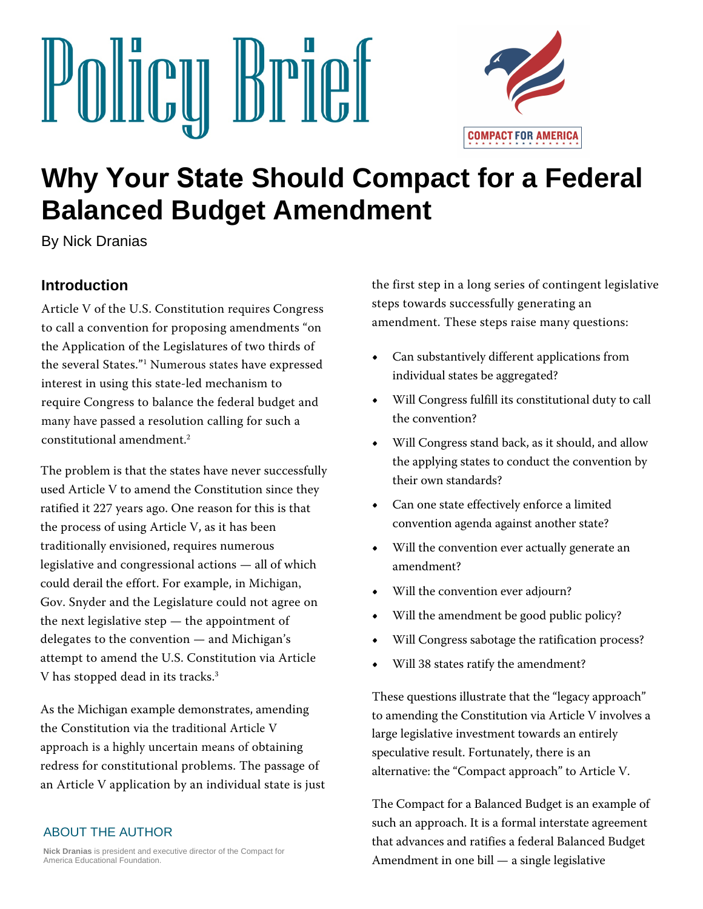Policy Brief

COMPACT FOR AMERICA

# Why Your State Should Compact for a Federal Balanced Budget Amendment

By Nick Dranias

## Introduction

Article V of the U.S. Constitution requires Congress to call a convention for proposing amendments "on the Application of the Legislatures of two thirds of the several States."[1] Numerous states have expressed interest in using this state-led mechanism to require Congress to balance the federal budget and many have passed a resolution calling for such a constitutional amendment.[2]

The problem is that the states have never successfully used Article V to amend the Constitution since they ratified it 227 years ago. One reason for this is that the process of using Article V, as it has been traditionally envisioned, requires numerous legislative and congressional actions — all of which could derail the effort. For example, in Michigan, Gov. Snyder and the Legislature could not agree on the next legislative step — the appointment of delegates to the convention — and Michigan's attempt to amend the U.S. Constitution via Article V has stopped dead in its tracks.[3]

As the Michigan example demonstrates, amending the Constitution via the traditional Article V approach is a highly uncertain means of obtaining redress for constitutional problems. The passage of an Article V application by an individual state is just the first step in a long series of contingent legislative steps towards successfully generating an amendment. These steps raise many questions:

- Can substantively different applications from individual states be aggregated?
- Will Congress fulfill its constitutional duty to call the convention?
- Will Congress stand back, as it should, and allow the applying states to conduct the convention by their own standards?
- Can one state effectively enforce a limited convention agenda against another state?
- Will the convention ever actually generate an amendment?
- Will the convention ever adjourn?
- Will the amendment be good public policy?
- Will Congress sabotage the ratification process?
- Will 38 states ratify the amendment?

These questions illustrate that the "legacy approach" to amending the Constitution via Article V involves a large legislative investment towards an entirely speculative result. Fortunately, there is an alternative: the "Compact approach" to Article V.

The Compact for a Balanced Budget is an example of such an approach. It is a formal interstate agreement that advances and ratifies a federal Balanced Budget Amendment in one bill — a single legislative

### ABOUT THE AUTHOR

**Nick Dranias** is president and executive director of the Compact for America Educational Foundation.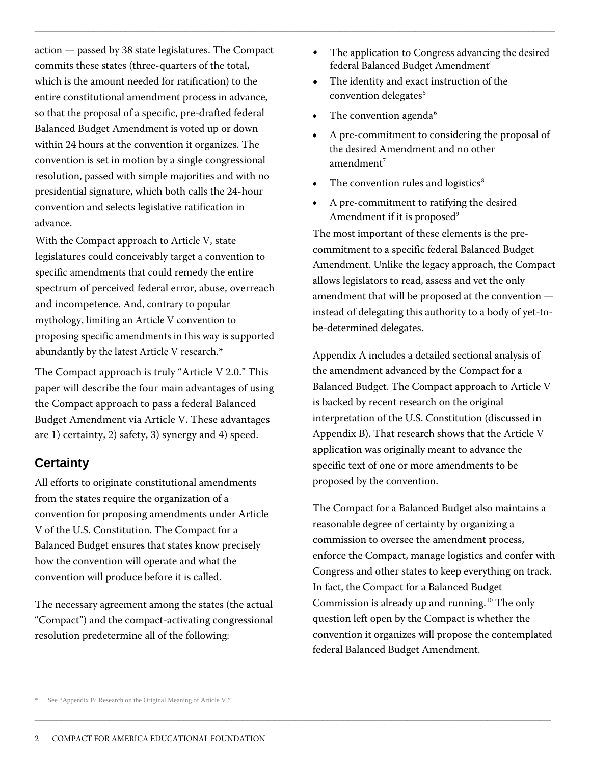action — passed by 38 state legislatures. The Compact commits these states (three-quarters of the total, which is the amount needed for ratification) to the entire constitutional amendment process in advance, so that the proposal of a specific, pre-drafted federal Balanced Budget Amendment is voted up or down within 24 hours at the convention it organizes. The convention is set in motion by a single congressional resolution, passed with simple majorities and with no presidential signature, which both calls the 24-hour convention and selects legislative ratification in advance.

With the Compact approach to Article V, state legislatures could conceivably target a convention to specific amendments that could remedy the entire spectrum of perceived federal error, abuse, overreach and incompetence. And, contrary to popular mythology, limiting an Article V convention to proposing specific amendments in this way is supported abundantly by the latest Article V research.*

The Compact approach is truly "Article V 2.0." This paper will describe the four main advantages of using the Compact approach to pass a federal Balanced Budget Amendment via Article V. These advantages are 1) certainty, 2) safety, 3) synergy and 4) speed.

## Certainty

All efforts to originate constitutional amendments from the states require the organization of a convention for proposing amendments under Article V of the U.S. Constitution. The Compact for a Balanced Budget ensures that states know precisely how the convention will operate and what the convention will produce before it is called.

The necessary agreement among the states (the actual "Compact") and the compact-activating congressional resolution predetermine all of the following:

- The application to Congress advancing the desired federal Balanced Budget Amendment[4]
- The identity and exact instruction of the convention delegates[5]
- The convention agenda[6]
- A pre-commitment to considering the proposal of the desired Amendment and no other amendment[7]
- The convention rules and logistics[8]
- A pre-commitment to ratifying the desired Amendment if it is proposed[9]

The most important of these elements is the pre-commitment to a specific federal Balanced Budget Amendment. Unlike the legacy approach, the Compact allows legislators to read, assess and vet the only amendment that will be proposed at the convention — instead of delegating this authority to a body of yet-to-be-determined delegates.

Appendix A includes a detailed sectional analysis of the amendment advanced by the Compact for a Balanced Budget. The Compact approach to Article V is backed by recent research on the original interpretation of the U.S. Constitution (discussed in Appendix B). That research shows that the Article V application was originally meant to advance the specific text of one or more amendments to be proposed by the convention.

The Compact for a Balanced Budget also maintains a reasonable degree of certainty by organizing a commission to oversee the amendment process, enforce the Compact, manage logistics and confer with Congress and other states to keep everything on track. In fact, the Compact for a Balanced Budget Commission is already up and running.[10] The only question left open by the Compact is whether the convention it organizes will propose the contemplated federal Balanced Budget Amendment.

---

\* See "Appendix B: Research on the Original Meaning of Article V."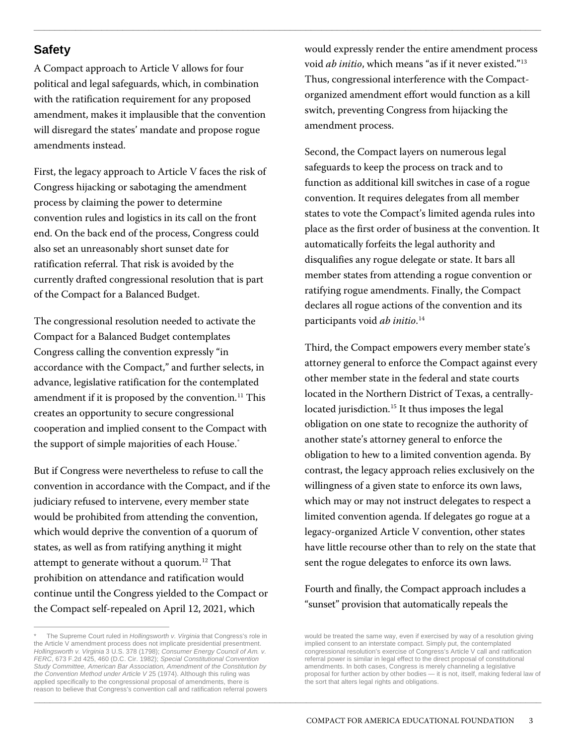## Safety

A Compact approach to Article V allows for four political and legal safeguards, which, in combination with the ratification requirement for any proposed amendment, makes it implausible that the convention will disregard the states' mandate and propose rogue amendments instead.

First, the legacy approach to Article V faces the risk of Congress hijacking or sabotaging the amendment process by claiming the power to determine convention rules and logistics in its call on the front end. On the back end of the process, Congress could also set an unreasonably short sunset date for ratification referral. That risk is avoided by the currently drafted congressional resolution that is part of the Compact for a Balanced Budget.

The congressional resolution needed to activate the Compact for a Balanced Budget contemplates Congress calling the convention expressly "in accordance with the Compact," and further selects, in advance, legislative ratification for the contemplated amendment if it is proposed by the convention.[11] This creates an opportunity to secure congressional cooperation and implied consent to the Compact with the support of simple majorities of each House.[*]

But if Congress were nevertheless to refuse to call the convention in accordance with the Compact, and if the judiciary refused to intervene, every member state would be prohibited from attending the convention, which would deprive the convention of a quorum of states, as well as from ratifying anything it might attempt to generate without a quorum.[12] That prohibition on attendance and ratification would continue until the Congress yielded to the Compact or the Compact self-repealed on April 12, 2021, which would expressly render the entire amendment process void *ab initio*, which means "as if it never existed."[13] Thus, congressional interference with the Compact-organized amendment effort would function as a kill switch, preventing Congress from hijacking the amendment process.

Second, the Compact layers on numerous legal safeguards to keep the process on track and to function as additional kill switches in case of a rogue convention. It requires delegates from all member states to vote the Compact's limited agenda rules into place as the first order of business at the convention. It automatically forfeits the legal authority and disqualifies any rogue delegate or state. It bars all member states from attending a rogue convention or ratifying rogue amendments. Finally, the Compact declares all rogue actions of the convention and its participants void *ab initio*.[14]

Third, the Compact empowers every member state's attorney general to enforce the Compact against every other member state in the federal and state courts located in the Northern District of Texas, a centrally-located jurisdiction.[15] It thus imposes the legal obligation on one state to recognize the authority of another state's attorney general to enforce the obligation to hew to a limited convention agenda. By contrast, the legacy approach relies exclusively on the willingness of a given state to enforce its own laws, which may or may not instruct delegates to respect a limited convention agenda. If delegates go rogue at a legacy-organized Article V convention, other states have little recourse other than to rely on the state that sent the rogue delegates to enforce its own laws.

Fourth and finally, the Compact approach includes a "sunset" provision that automatically repeals the

---

\* The Supreme Court ruled in *Hollingsworth v. Virginia* that Congress's role in the Article V amendment process does not implicate presidential presentment. *Hollingsworth v. Virginia* 3 U.S. 378 (1798); *Consumer Energy Council of Am. v. FERC*, 673 F.2d 425, 460 (D.C. Cir. 1982); *Special Constitutional Convention Study Committee, American Bar Association, Amendment of the Constitution by the Convention Method under Article V* 25 (1974). Although this ruling was applied specifically to the congressional proposal of amendments, there is reason to believe that Congress's convention call and ratification referral powers would be treated the same way, even if exercised by way of a resolution giving implied consent to an interstate compact. Simply put, the contemplated congressional resolution's exercise of Congress's Article V call and ratification referral power is similar in legal effect to the direct proposal of constitutional amendments. In both cases, Congress is merely channeling a legislative proposal for further action by other bodies — it is not, itself, making federal law of the sort that alters legal rights and obligations.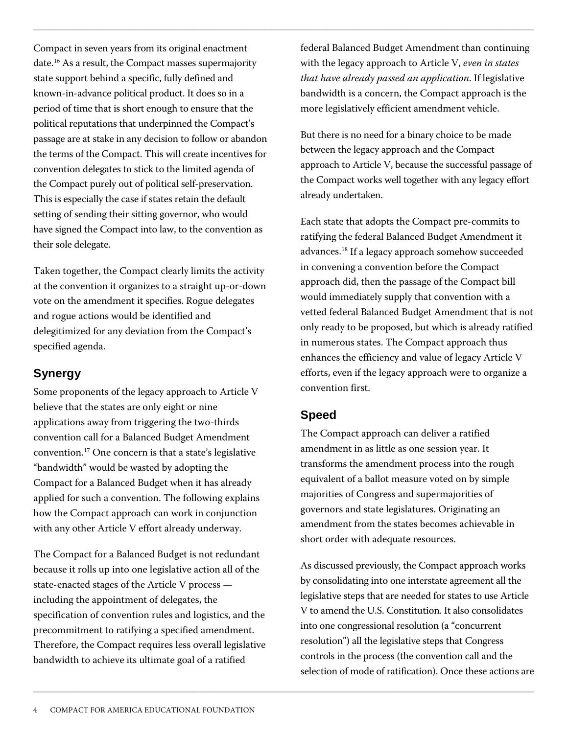Compact in seven years from its original enactment date.[16] As a result, the Compact masses supermajority state support behind a specific, fully defined and known-in-advance political product. It does so in a period of time that is short enough to ensure that the political reputations that underpinned the Compact's passage are at stake in any decision to follow or abandon the terms of the Compact. This will create incentives for convention delegates to stick to the limited agenda of the Compact purely out of political self-preservation. This is especially the case if states retain the default setting of sending their sitting governor, who would have signed the Compact into law, to the convention as their sole delegate.

Taken together, the Compact clearly limits the activity at the convention it organizes to a straight up-or-down vote on the amendment it specifies. Rogue delegates and rogue actions would be identified and delegitimized for any deviation from the Compact's specified agenda.

## Synergy

Some proponents of the legacy approach to Article V believe that the states are only eight or nine applications away from triggering the two-thirds convention call for a Balanced Budget Amendment convention.[17] One concern is that a state's legislative "bandwidth" would be wasted by adopting the Compact for a Balanced Budget when it has already applied for such a convention. The following explains how the Compact approach can work in conjunction with any other Article V effort already underway.

The Compact for a Balanced Budget is not redundant because it rolls up into one legislative action all of the state-enacted stages of the Article V process — including the appointment of delegates, the specification of convention rules and logistics, and the precommitment to ratifying a specified amendment. Therefore, the Compact requires less overall legislative bandwidth to achieve its ultimate goal of a ratified federal Balanced Budget Amendment than continuing with the legacy approach to Article V, *even in states that have already passed an application*. If legislative bandwidth is a concern, the Compact approach is the more legislatively efficient amendment vehicle.

But there is no need for a binary choice to be made between the legacy approach and the Compact approach to Article V, because the successful passage of the Compact works well together with any legacy effort already undertaken.

Each state that adopts the Compact pre-commits to ratifying the federal Balanced Budget Amendment it advances.[18] If a legacy approach somehow succeeded in convening a convention before the Compact approach did, then the passage of the Compact bill would immediately supply that convention with a vetted federal Balanced Budget Amendment that is not only ready to be proposed, but which is already ratified in numerous states. The Compact approach thus enhances the efficiency and value of legacy Article V efforts, even if the legacy approach were to organize a convention first.

## Speed

The Compact approach can deliver a ratified amendment in as little as one session year. It transforms the amendment process into the rough equivalent of a ballot measure voted on by simple majorities of Congress and supermajorities of governors and state legislatures. Originating an amendment from the states becomes achievable in short order with adequate resources.

As discussed previously, the Compact approach works by consolidating into one interstate agreement all the legislative steps that are needed for states to use Article V to amend the U.S. Constitution. It also consolidates into one congressional resolution (a "concurrent resolution") all the legislative steps that Congress controls in the process (the convention call and the selection of mode of ratification). Once these actions are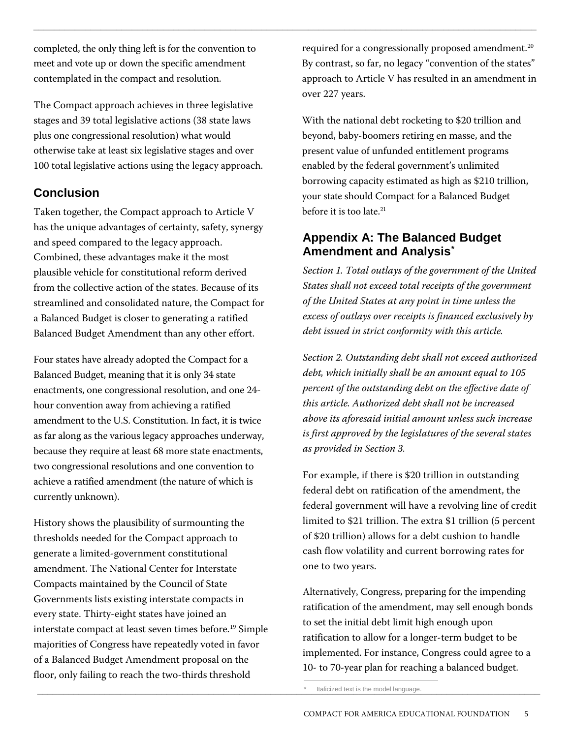completed, the only thing left is for the convention to meet and vote up or down the specific amendment contemplated in the compact and resolution.

The Compact approach achieves in three legislative stages and 39 total legislative actions (38 state laws plus one congressional resolution) what would otherwise take at least six legislative stages and over 100 total legislative actions using the legacy approach.

## Conclusion

Taken together, the Compact approach to Article V has the unique advantages of certainty, safety, synergy and speed compared to the legacy approach. Combined, these advantages make it the most plausible vehicle for constitutional reform derived from the collective action of the states. Because of its streamlined and consolidated nature, the Compact for a Balanced Budget is closer to generating a ratified Balanced Budget Amendment than any other effort.

Four states have already adopted the Compact for a Balanced Budget, meaning that it is only 34 state enactments, one congressional resolution, and one 24-hour convention away from achieving a ratified amendment to the U.S. Constitution. In fact, it is twice as far along as the various legacy approaches underway, because they require at least 68 more state enactments, two congressional resolutions and one convention to achieve a ratified amendment (the nature of which is currently unknown).

History shows the plausibility of surmounting the thresholds needed for the Compact approach to generate a limited-government constitutional amendment. The National Center for Interstate Compacts maintained by the Council of State Governments lists existing interstate compacts in every state. Thirty-eight states have joined an interstate compact at least seven times before.[19] Simple majorities of Congress have repeatedly voted in favor of a Balanced Budget Amendment proposal on the floor, only failing to reach the two-thirds threshold required for a congressionally proposed amendment.[20] By contrast, so far, no legacy "convention of the states" approach to Article V has resulted in an amendment in over 227 years.

With the national debt rocketing to $20 trillion and beyond, baby-boomers retiring en masse, and the present value of unfunded entitlement programs enabled by the federal government's unlimited borrowing capacity estimated as high as $210 trillion, your state should Compact for a Balanced Budget before it is too late.[21]

## Appendix A: The Balanced Budget Amendment and Analysis*

*Section 1. Total outlays of the government of the United States shall not exceed total receipts of the government of the United States at any point in time unless the excess of outlays over receipts is financed exclusively by debt issued in strict conformity with this article.*

*Section 2. Outstanding debt shall not exceed authorized debt, which initially shall be an amount equal to 105 percent of the outstanding debt on the effective date of this article. Authorized debt shall not be increased above its aforesaid initial amount unless such increase is first approved by the legislatures of the several states as provided in Section 3.*

For example, if there is $20 trillion in outstanding federal debt on ratification of the amendment, the federal government will have a revolving line of credit limited to $21 trillion. The extra $1 trillion (5 percent of $20 trillion) allows for a debt cushion to handle cash flow volatility and current borrowing rates for one to two years.

Alternatively, Congress, preparing for the impending ratification of the amendment, may sell enough bonds to set the initial debt limit high enough upon ratification to allow for a longer-term budget to be implemented. For instance, Congress could agree to a 10- to 70-year plan for reaching a balanced budget.

\* Italicized text is the model language.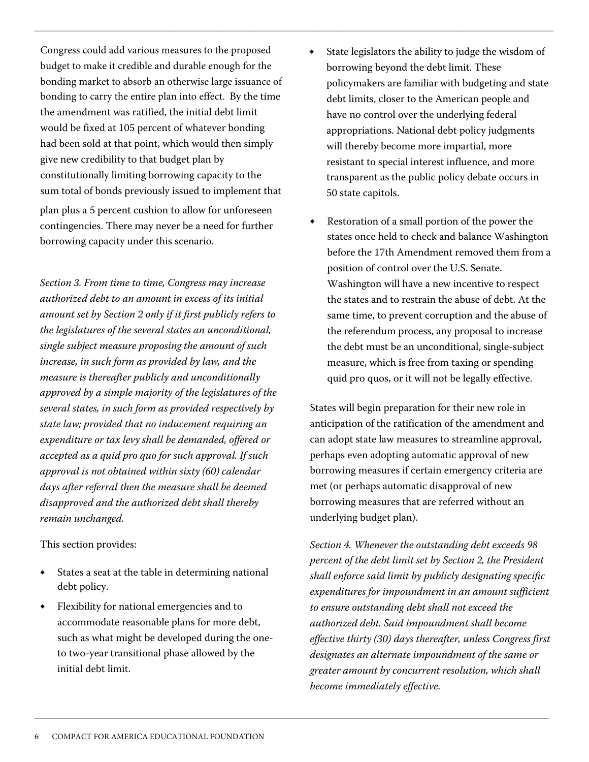Congress could add various measures to the proposed budget to make it credible and durable enough for the bonding market to absorb an otherwise large issuance of bonding to carry the entire plan into effect. By the time the amendment was ratified, the initial debt limit would be fixed at 105 percent of whatever bonding had been sold at that point, which would then simply give new credibility to that budget plan by constitutionally limiting borrowing capacity to the sum total of bonds previously issued to implement that plan plus a 5 percent cushion to allow for unforeseen contingencies. There may never be a need for further borrowing capacity under this scenario.

*Section 3. From time to time, Congress may increase authorized debt to an amount in excess of its initial amount set by Section 2 only if it first publicly refers to the legislatures of the several states an unconditional, single subject measure proposing the amount of such increase, in such form as provided by law, and the measure is thereafter publicly and unconditionally approved by a simple majority of the legislatures of the several states, in such form as provided respectively by state law; provided that no inducement requiring an expenditure or tax levy shall be demanded, offered or accepted as a quid pro quo for such approval. If such approval is not obtained within sixty (60) calendar days after referral then the measure shall be deemed disapproved and the authorized debt shall thereby remain unchanged.*

This section provides:

- States a seat at the table in determining national debt policy.
- Flexibility for national emergencies and to accommodate reasonable plans for more debt, such as what might be developed during the one- to two-year transitional phase allowed by the initial debt limit.
- State legislators the ability to judge the wisdom of borrowing beyond the debt limit. These policymakers are familiar with budgeting and state debt limits, closer to the American people and have no control over the underlying federal appropriations. National debt policy judgments will thereby become more impartial, more resistant to special interest influence, and more transparent as the public policy debate occurs in 50 state capitols.
- Restoration of a small portion of the power the states once held to check and balance Washington before the 17th Amendment removed them from a position of control over the U.S. Senate. Washington will have a new incentive to respect the states and to restrain the abuse of debt. At the same time, to prevent corruption and the abuse of the referendum process, any proposal to increase the debt must be an unconditional, single-subject measure, which is free from taxing or spending quid pro quos, or it will not be legally effective.

States will begin preparation for their new role in anticipation of the ratification of the amendment and can adopt state law measures to streamline approval, perhaps even adopting automatic approval of new borrowing measures if certain emergency criteria are met (or perhaps automatic disapproval of new borrowing measures that are referred without an underlying budget plan).

*Section 4. Whenever the outstanding debt exceeds 98 percent of the debt limit set by Section 2, the President shall enforce said limit by publicly designating specific expenditures for impoundment in an amount sufficient to ensure outstanding debt shall not exceed the authorized debt. Said impoundment shall become effective thirty (30) days thereafter, unless Congress first designates an alternate impoundment of the same or greater amount by concurrent resolution, which shall become immediately effective.*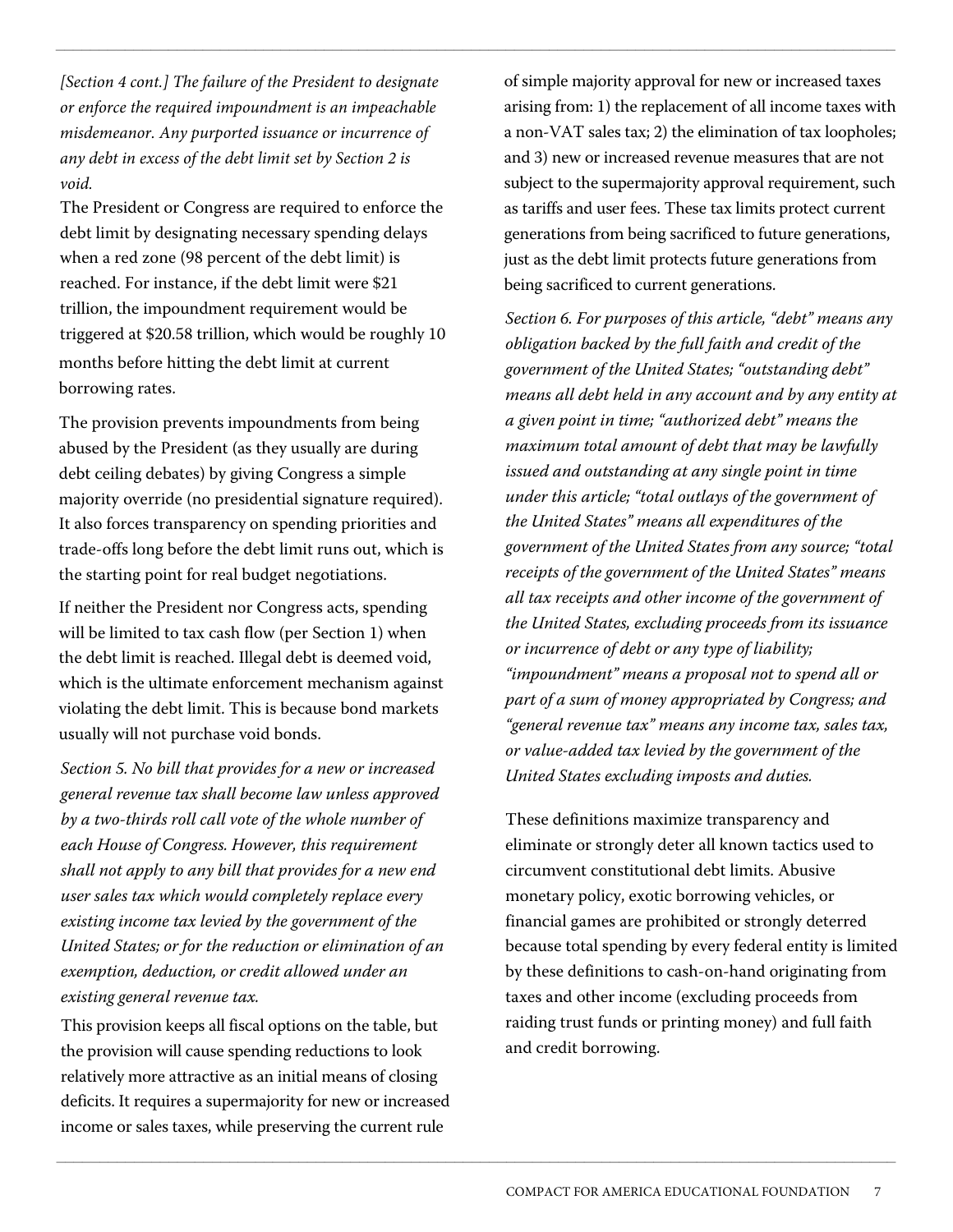*[Section 4 cont.] The failure of the President to designate or enforce the required impoundment is an impeachable misdemeanor. Any purported issuance or incurrence of any debt in excess of the debt limit set by Section 2 is void.*

The President or Congress are required to enforce the debt limit by designating necessary spending delays when a red zone (98 percent of the debt limit) is reached. For instance, if the debt limit were $21 trillion, the impoundment requirement would be triggered at $20.58 trillion, which would be roughly 10 months before hitting the debt limit at current borrowing rates.

The provision prevents impoundments from being abused by the President (as they usually are during debt ceiling debates) by giving Congress a simple majority override (no presidential signature required). It also forces transparency on spending priorities and trade-offs long before the debt limit runs out, which is the starting point for real budget negotiations.

If neither the President nor Congress acts, spending will be limited to tax cash flow (per Section 1) when the debt limit is reached. Illegal debt is deemed void, which is the ultimate enforcement mechanism against violating the debt limit. This is because bond markets usually will not purchase void bonds.

*Section 5. No bill that provides for a new or increased general revenue tax shall become law unless approved by a two-thirds roll call vote of the whole number of each House of Congress. However, this requirement shall not apply to any bill that provides for a new end user sales tax which would completely replace every existing income tax levied by the government of the United States; or for the reduction or elimination of an exemption, deduction, or credit allowed under an existing general revenue tax.*

This provision keeps all fiscal options on the table, but the provision will cause spending reductions to look relatively more attractive as an initial means of closing deficits. It requires a supermajority for new or increased income or sales taxes, while preserving the current rule of simple majority approval for new or increased taxes arising from: 1) the replacement of all income taxes with a non-VAT sales tax; 2) the elimination of tax loopholes; and 3) new or increased revenue measures that are not subject to the supermajority approval requirement, such as tariffs and user fees. These tax limits protect current generations from being sacrificed to future generations, just as the debt limit protects future generations from being sacrificed to current generations.

*Section 6. For purposes of this article, "debt" means any obligation backed by the full faith and credit of the government of the United States; "outstanding debt" means all debt held in any account and by any entity at a given point in time; "authorized debt" means the maximum total amount of debt that may be lawfully issued and outstanding at any single point in time under this article; "total outlays of the government of the United States" means all expenditures of the government of the United States from any source; "total receipts of the government of the United States" means all tax receipts and other income of the government of the United States, excluding proceeds from its issuance or incurrence of debt or any type of liability; "impoundment" means a proposal not to spend all or part of a sum of money appropriated by Congress; and "general revenue tax" means any income tax, sales tax, or value-added tax levied by the government of the United States excluding imposts and duties.*

These definitions maximize transparency and eliminate or strongly deter all known tactics used to circumvent constitutional debt limits. Abusive monetary policy, exotic borrowing vehicles, or financial games are prohibited or strongly deterred because total spending by every federal entity is limited by these definitions to cash-on-hand originating from taxes and other income (excluding proceeds from raiding trust funds or printing money) and full faith and credit borrowing.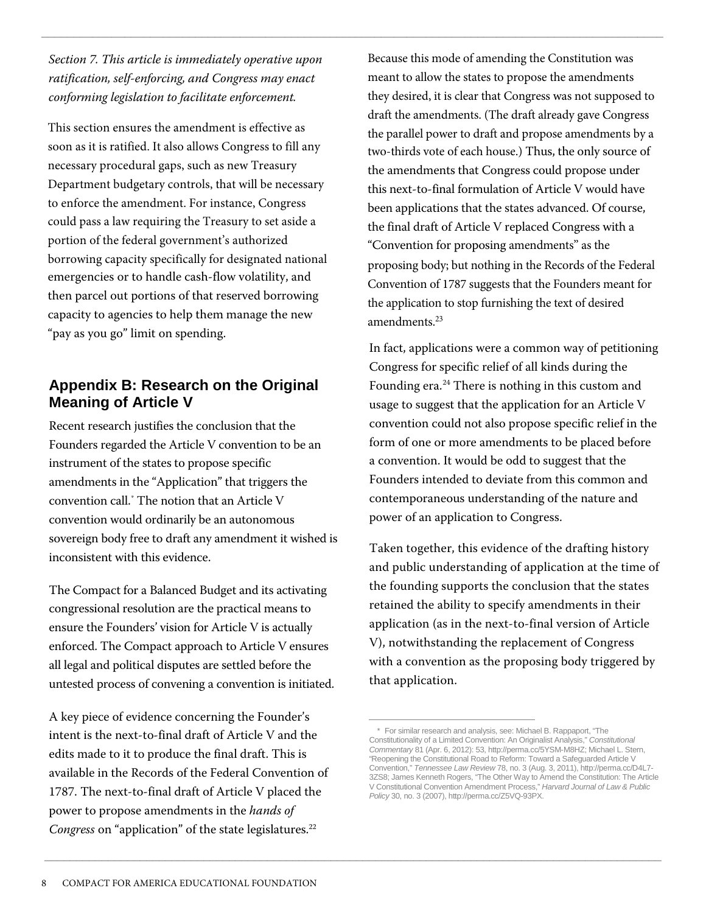*Section 7. This article is immediately operative upon ratification, self-enforcing, and Congress may enact conforming legislation to facilitate enforcement.*

This section ensures the amendment is effective as soon as it is ratified. It also allows Congress to fill any necessary procedural gaps, such as new Treasury Department budgetary controls, that will be necessary to enforce the amendment. For instance, Congress could pass a law requiring the Treasury to set aside a portion of the federal government's authorized borrowing capacity specifically for designated national emergencies or to handle cash-flow volatility, and then parcel out portions of that reserved borrowing capacity to agencies to help them manage the new "pay as you go" limit on spending.

## Appendix B: Research on the Original Meaning of Article V

Recent research justifies the conclusion that the Founders regarded the Article V convention to be an instrument of the states to propose specific amendments in the "Application" that triggers the convention call.* The notion that an Article V convention would ordinarily be an autonomous sovereign body free to draft any amendment it wished is inconsistent with this evidence.

The Compact for a Balanced Budget and its activating congressional resolution are the practical means to ensure the Founders' vision for Article V is actually enforced. The Compact approach to Article V ensures all legal and political disputes are settled before the untested process of convening a convention is initiated.

A key piece of evidence concerning the Founder's intent is the next-to-final draft of Article V and the edits made to it to produce the final draft. This is available in the Records of the Federal Convention of 1787. The next-to-final draft of Article V placed the power to propose amendments in the *hands of Congress* on "application" of the state legislatures.[22]

Because this mode of amending the Constitution was meant to allow the states to propose the amendments they desired, it is clear that Congress was not supposed to draft the amendments. (The draft already gave Congress the parallel power to draft and propose amendments by a two-thirds vote of each house.) Thus, the only source of the amendments that Congress could propose under this next-to-final formulation of Article V would have been applications that the states advanced. Of course, the final draft of Article V replaced Congress with a "Convention for proposing amendments" as the proposing body; but nothing in the Records of the Federal Convention of 1787 suggests that the Founders meant for the application to stop furnishing the text of desired amendments.[23]

In fact, applications were a common way of petitioning Congress for specific relief of all kinds during the Founding era.[24] There is nothing in this custom and usage to suggest that the application for an Article V convention could not also propose specific relief in the form of one or more amendments to be placed before a convention. It would be odd to suggest that the Founders intended to deviate from this common and contemporaneous understanding of the nature and power of an application to Congress.

Taken together, this evidence of the drafting history and public understanding of application at the time of the founding supports the conclusion that the states retained the ability to specify amendments in their application (as in the next-to-final version of Article V), notwithstanding the replacement of Congress with a convention as the proposing body triggered by that application.

---

\* For similar research and analysis, see: Michael B. Rappaport, "The Constitutionality of a Limited Convention: An Originalist Analysis," *Constitutional Commentary* 81 (Apr. 6, 2012): 53, http://perma.cc/5YSM-M8HZ; Michael L. Stern, "Reopening the Constitutional Road to Reform: Toward a Safeguarded Article V Convention," *Tennessee Law Review* 78, no. 3 (Aug. 3, 2011), http://perma.cc/D4L7-3ZS8; James Kenneth Rogers, "The Other Way to Amend the Constitution: The Article V Constitutional Convention Amendment Process," *Harvard Journal of Law & Public Policy* 30, no. 3 (2007), http://perma.cc/Z5VQ-93PX.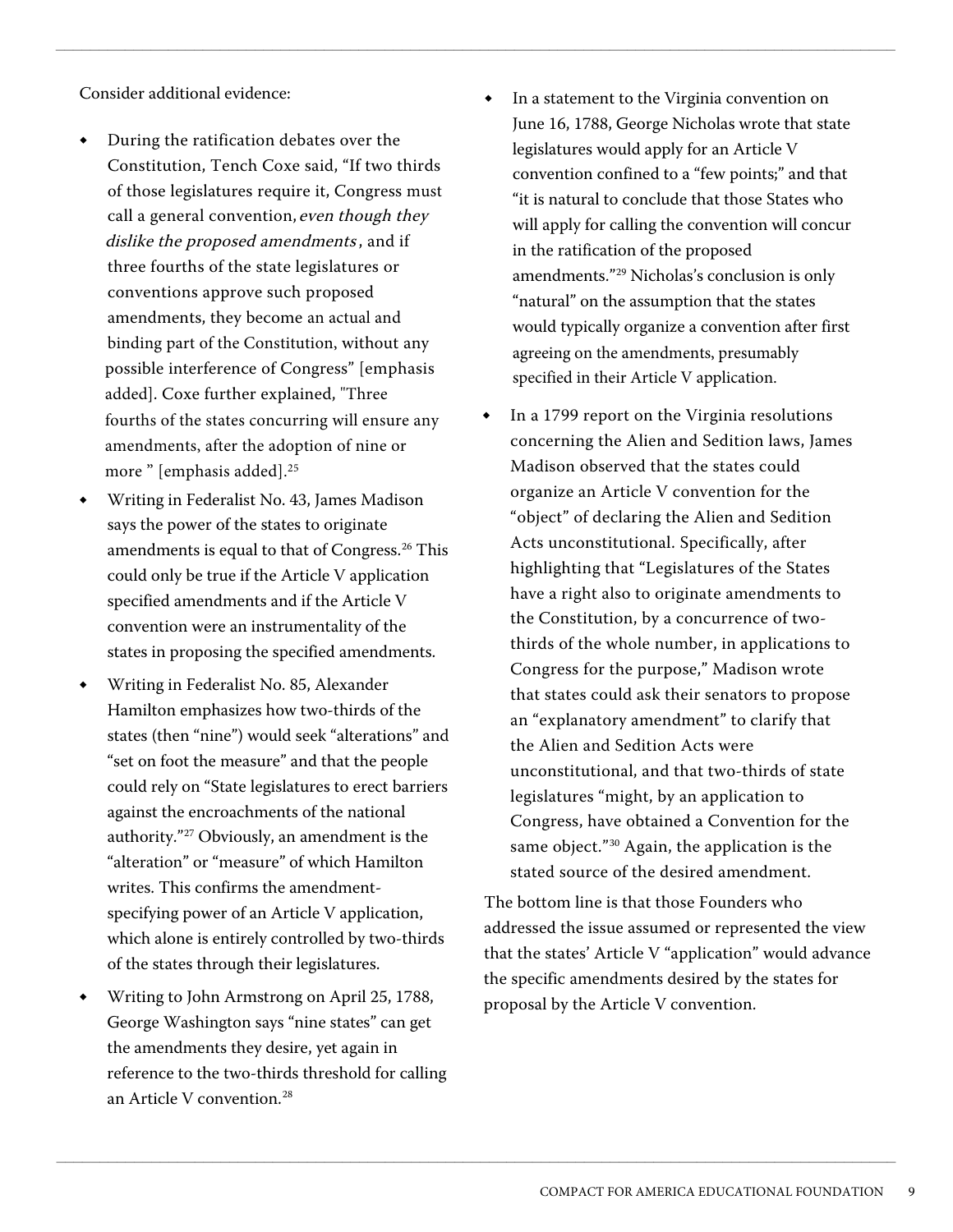Consider additional evidence:

- During the ratification debates over the Constitution, Tench Coxe said, "If two thirds of those legislatures require it, Congress must call a general convention, *even though they dislike the proposed amendments*, and if three fourths of the state legislatures or conventions approve such proposed amendments, they become an actual and binding part of the Constitution, without any possible interference of Congress" [emphasis added]. Coxe further explained, "Three fourths of the states concurring will ensure any amendments, after the adoption of nine or more " [emphasis added].[25]
- Writing in Federalist No. 43, James Madison says the power of the states to originate amendments is equal to that of Congress.[26] This could only be true if the Article V application specified amendments and if the Article V convention were an instrumentality of the states in proposing the specified amendments.
- Writing in Federalist No. 85, Alexander Hamilton emphasizes how two-thirds of the states (then "nine") would seek "alterations" and "set on foot the measure" and that the people could rely on "State legislatures to erect barriers against the encroachments of the national authority."[27] Obviously, an amendment is the "alteration" or "measure" of which Hamilton writes. This confirms the amendment-specifying power of an Article V application, which alone is entirely controlled by two-thirds of the states through their legislatures.
- Writing to John Armstrong on April 25, 1788, George Washington says "nine states" can get the amendments they desire, yet again in reference to the two-thirds threshold for calling an Article V convention.[28]
- In a statement to the Virginia convention on June 16, 1788, George Nicholas wrote that state legislatures would apply for an Article V convention confined to a "few points;" and that "it is natural to conclude that those States who will apply for calling the convention will concur in the ratification of the proposed amendments."[29] Nicholas's conclusion is only "natural" on the assumption that the states would typically organize a convention after first agreeing on the amendments, presumably specified in their Article V application.
- In a 1799 report on the Virginia resolutions concerning the Alien and Sedition laws, James Madison observed that the states could organize an Article V convention for the "object" of declaring the Alien and Sedition Acts unconstitutional. Specifically, after highlighting that "Legislatures of the States have a right also to originate amendments to the Constitution, by a concurrence of two-thirds of the whole number, in applications to Congress for the purpose," Madison wrote that states could ask their senators to propose an "explanatory amendment" to clarify that the Alien and Sedition Acts were unconstitutional, and that two-thirds of state legislatures "might, by an application to Congress, have obtained a Convention for the same object."[30] Again, the application is the stated source of the desired amendment.

The bottom line is that those Founders who addressed the issue assumed or represented the view that the states' Article V "application" would advance the specific amendments desired by the states for proposal by the Article V convention.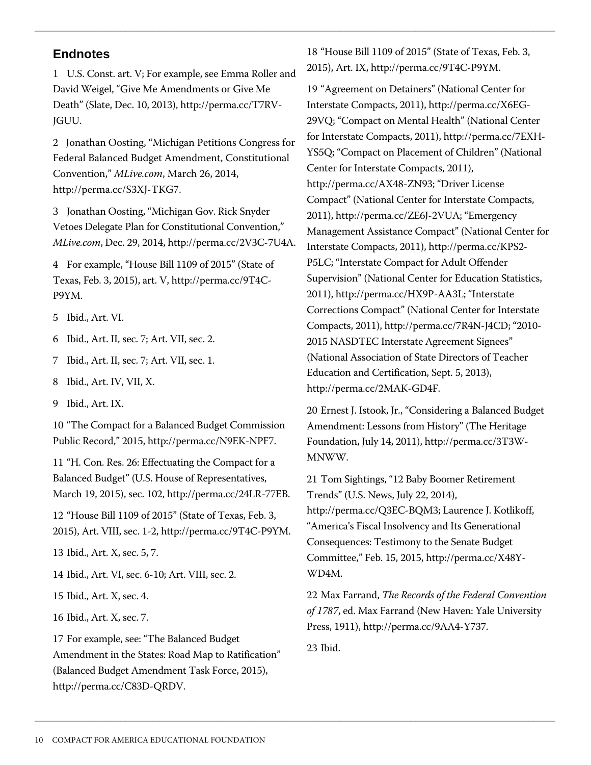## Endnotes

1 U.S. Const. art. V; For example, see Emma Roller and David Weigel, "Give Me Amendments or Give Me Death" (Slate, Dec. 10, 2013), http://perma.cc/T7RV-JGUU.

2 Jonathan Oosting, "Michigan Petitions Congress for Federal Balanced Budget Amendment, Constitutional Convention," *MLive.com*, March 26, 2014, http://perma.cc/S3XJ-TKG7.

3 Jonathan Oosting, "Michigan Gov. Rick Snyder Vetoes Delegate Plan for Constitutional Convention," *MLive.com*, Dec. 29, 2014, http://perma.cc/2V3C-7U4A.

4 For example, "House Bill 1109 of 2015" (State of Texas, Feb. 3, 2015), art. V, http://perma.cc/9T4C-P9YM.

5 Ibid., Art. VI.

6 Ibid., Art. II, sec. 7; Art. VII, sec. 2.

7 Ibid., Art. II, sec. 7; Art. VII, sec. 1.

8 Ibid., Art. IV, VII, X.

9 Ibid., Art. IX.

10 "The Compact for a Balanced Budget Commission Public Record," 2015, http://perma.cc/N9EK-NPF7.

11 "H. Con. Res. 26: Effectuating the Compact for a Balanced Budget" (U.S. House of Representatives, March 19, 2015), sec. 102, http://perma.cc/24LR-77EB.

12 "House Bill 1109 of 2015" (State of Texas, Feb. 3, 2015), Art. VIII, sec. 1-2, http://perma.cc/9T4C-P9YM.

13 Ibid., Art. X, sec. 5, 7.

14 Ibid., Art. VI, sec. 6-10; Art. VIII, sec. 2.

15 Ibid., Art. X, sec. 4.

16 Ibid., Art. X, sec. 7.

17 For example, see: "The Balanced Budget Amendment in the States: Road Map to Ratification" (Balanced Budget Amendment Task Force, 2015), http://perma.cc/C83D-QRDV.

18 "House Bill 1109 of 2015" (State of Texas, Feb. 3, 2015), Art. IX, http://perma.cc/9T4C-P9YM.

19 "Agreement on Detainers" (National Center for Interstate Compacts, 2011), http://perma.cc/X6EG-29VQ; "Compact on Mental Health" (National Center for Interstate Compacts, 2011), http://perma.cc/7EXH-YS5Q; "Compact on Placement of Children" (National Center for Interstate Compacts, 2011), http://perma.cc/AX48-ZN93; "Driver License Compact" (National Center for Interstate Compacts, 2011), http://perma.cc/ZE6J-2VUA; "Emergency Management Assistance Compact" (National Center for Interstate Compacts, 2011), http://perma.cc/KPS2-P5LC; "Interstate Compact for Adult Offender Supervision" (National Center for Education Statistics, 2011), http://perma.cc/HX9P-AA3L; "Interstate Corrections Compact" (National Center for Interstate Compacts, 2011), http://perma.cc/7R4N-J4CD; "2010-2015 NASDTEC Interstate Agreement Signees" (National Association of State Directors of Teacher Education and Certification, Sept. 5, 2013), http://perma.cc/2MAK-GD4F.

20 Ernest J. Istook, Jr., "Considering a Balanced Budget Amendment: Lessons from History" (The Heritage Foundation, July 14, 2011), http://perma.cc/3T3W-MNWW.

21 Tom Sightings, "12 Baby Boomer Retirement Trends" (U.S. News, July 22, 2014), http://perma.cc/Q3EC-BQM3; Laurence J. Kotlikoff, "America's Fiscal Insolvency and Its Generational Consequences: Testimony to the Senate Budget Committee," Feb. 15, 2015, http://perma.cc/X48Y-WD4M.

22 Max Farrand, *The Records of the Federal Convention of 1787*, ed. Max Farrand (New Haven: Yale University Press, 1911), http://perma.cc/9AA4-Y737.

23 Ibid.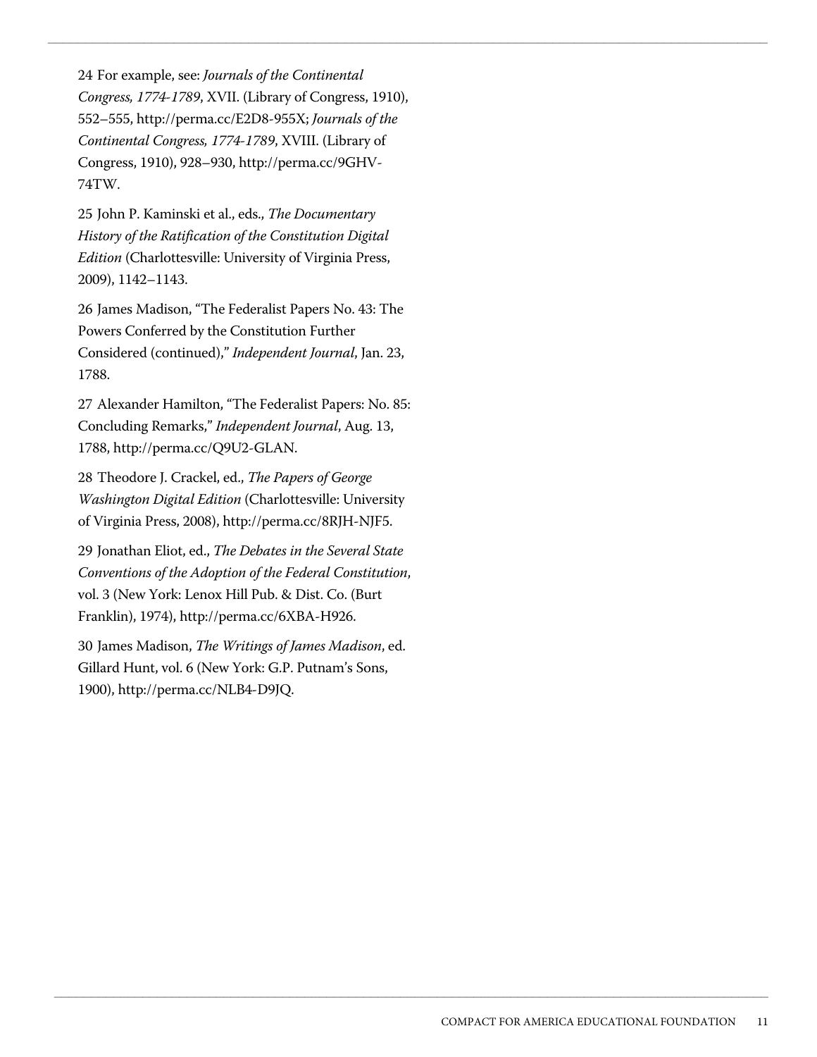24 For example, see: *Journals of the Continental Congress, 1774-1789*, XVII. (Library of Congress, 1910), 552–555, http://perma.cc/E2D8-955X; *Journals of the Continental Congress, 1774-1789*, XVIII. (Library of Congress, 1910), 928–930, http://perma.cc/9GHV-74TW.

25 John P. Kaminski et al., eds., *The Documentary History of the Ratification of the Constitution Digital Edition* (Charlottesville: University of Virginia Press, 2009), 1142–1143.

26 James Madison, "The Federalist Papers No. 43: The Powers Conferred by the Constitution Further Considered (continued)," *Independent Journal*, Jan. 23, 1788.

27 Alexander Hamilton, "The Federalist Papers: No. 85: Concluding Remarks," *Independent Journal*, Aug. 13, 1788, http://perma.cc/Q9U2-GLAN.

28 Theodore J. Crackel, ed., *The Papers of George Washington Digital Edition* (Charlottesville: University of Virginia Press, 2008), http://perma.cc/8RJH-NJF5.

29 Jonathan Eliot, ed., *The Debates in the Several State Conventions of the Adoption of the Federal Constitution*, vol. 3 (New York: Lenox Hill Pub. & Dist. Co. (Burt Franklin), 1974), http://perma.cc/6XBA-H926.

30 James Madison, *The Writings of James Madison*, ed. Gillard Hunt, vol. 6 (New York: G.P. Putnam's Sons, 1900), http://perma.cc/NLB4-D9JQ.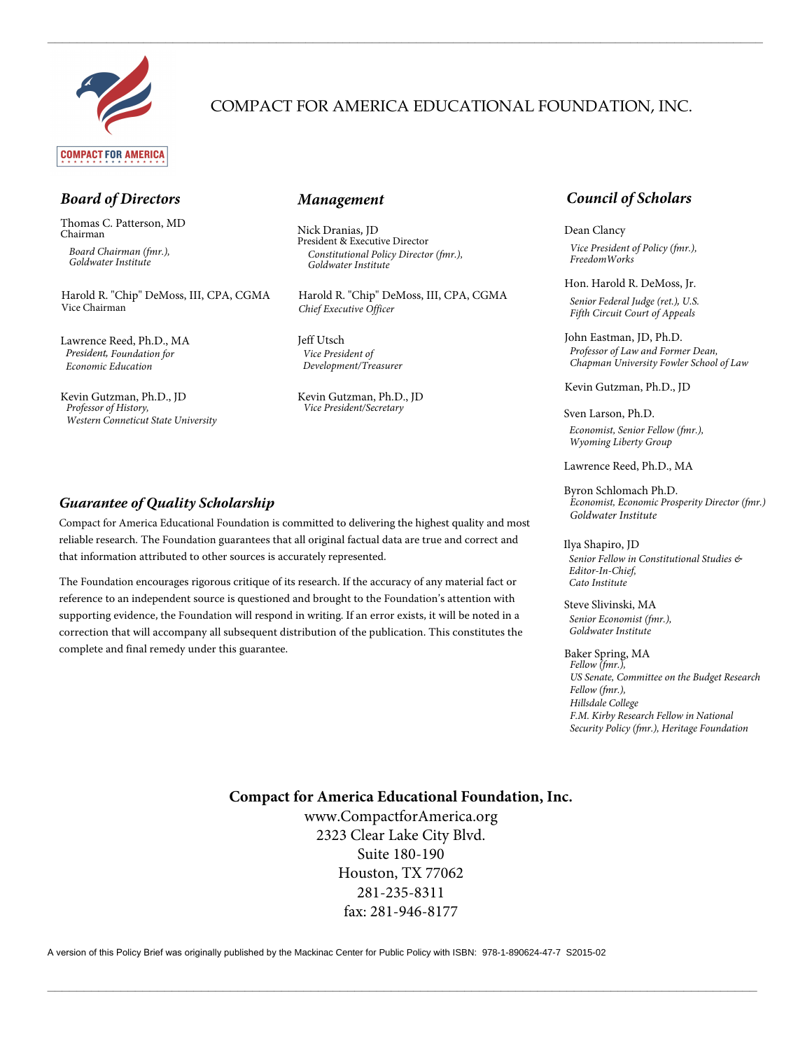COMPACT FOR AMERICA

# COMPACT FOR AMERICA EDUCATIONAL FOUNDATION, INC.

## *Board of Directors*

Thomas C. Patterson, MD
Chairman
*Board Chairman (fmr.), Goldwater Institute*

Harold R. "Chip" DeMoss, III, CPA, CGMA
Vice Chairman

Lawrence Reed, Ph.D., MA
*President, Foundation for Economic Education*

Kevin Gutzman, Ph.D., JD
*Professor of History, Western Conneticut State University*

## *Management*

Nick Dranias, JD
President & Executive Director
*Constitutional Policy Director (fmr.), Goldwater Institute*

Harold R. "Chip" DeMoss, III, CPA, CGMA
*Chief Executive Officer*

Jeff Utsch
*Vice President of Development/Treasurer*

Kevin Gutzman, Ph.D., JD
*Vice President/Secretary*

## *Council of Scholars*

Dean Clancy
*Vice President of Policy (fmr.), FreedomWorks*

Hon. Harold R. DeMoss, Jr.
*Senior Federal Judge (ret.), U.S. Fifth Circuit Court of Appeals*

John Eastman, JD, Ph.D.
*Professor of Law and Former Dean, Chapman University Fowler School of Law*

Kevin Gutzman, Ph.D., JD

Sven Larson, Ph.D.
*Economist, Senior Fellow (fmr.), Wyoming Liberty Group*

Lawrence Reed, Ph.D., MA

Byron Schlomach Ph.D.
*Economist, Economic Prosperity Director (fmr.) Goldwater Institute*

Ilya Shapiro, JD
*Senior Fellow in Constitutional Studies & Editor-In-Chief, Cato Institute*

Steve Slivinski, MA
*Senior Economist (fmr.), Goldwater Institute*

Baker Spring, MA
*Fellow (fmr.), US Senate, Committee on the Budget Research Fellow (fmr.), Hillsdale College F.M. Kirby Research Fellow in National Security Policy (fmr.), Heritage Foundation*

## *Guarantee of Quality Scholarship*

Compact for America Educational Foundation is committed to delivering the highest quality and most reliable research. The Foundation guarantees that all original factual data are true and correct and that information attributed to other sources is accurately represented.

The Foundation encourages rigorous critique of its research. If the accuracy of any material fact or reference to an independent source is questioned and brought to the Foundation's attention with supporting evidence, the Foundation will respond in writing. If an error exists, it will be noted in a correction that will accompany all subsequent distribution of the publication. This constitutes the complete and final remedy under this guarantee.

**Compact for America Educational Foundation, Inc.**
www.CompactforAmerica.org
2323 Clear Lake City Blvd.
Suite 180-190
Houston, TX 77062
281-235-8311
fax: 281-946-8177

A version of this Policy Brief was originally published by the Mackinac Center for Public Policy with ISBN: 978-1-890624-47-7 S2015-02